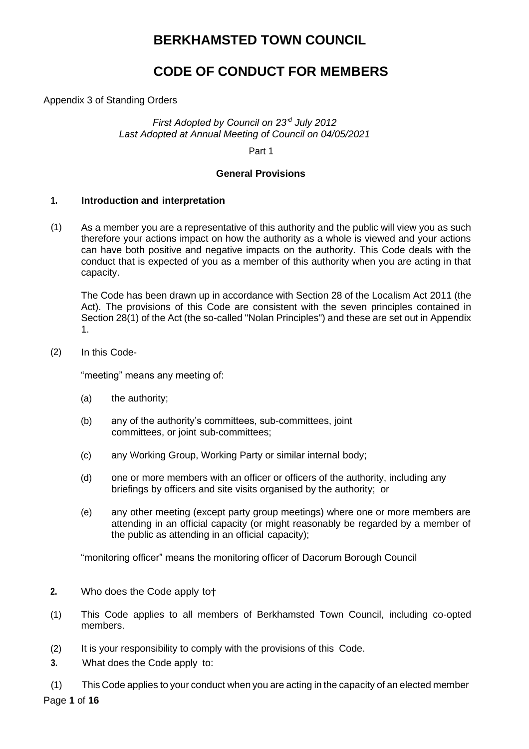# BERKHAMSTED TOWN COUNCIL

# CODE OF CONDUCT FOR MEMBERS

Appendix 3 of Standing Orders

*First Adopted by Council on 23rd July 2012*
*Last Adopted at Annual Meeting of Council on 04/05/2021*

Part 1

**General Provisions**

**1. Introduction and interpretation**

(1) As a member you are a representative of this authority and the public will view you as such therefore your actions impact on how the authority as a whole is viewed and your actions can have both positive and negative impacts on the authority. This Code deals with the conduct that is expected of you as a member of this authority when you are acting in that capacity.

The Code has been drawn up in accordance with Section 28 of the Localism Act 2011 (the Act). The provisions of this Code are consistent with the seven principles contained in Section 28(1) of the Act (the so-called "Nolan Principles") and these are set out in Appendix 1.

(2) In this Code-

"meeting" means any meeting of:

- (a) the authority;
- (b) any of the authority's committees, sub-committees, joint committees, or joint sub-committees;
- (c) any Working Group, Working Party or similar internal body;
- (d) one or more members with an officer or officers of the authority, including any briefings by officers and site visits organised by the authority; or
- (e) any other meeting (except party group meetings) where one or more members are attending in an official capacity (or might reasonably be regarded by a member of the public as attending in an official capacity);

"monitoring officer" means the monitoring officer of Dacorum Borough Council

**2.** Who does the Code apply to†

(1) This Code applies to all members of Berkhamsted Town Council, including co-opted members.

(2) It is your responsibility to comply with the provisions of this Code.

**3.** What does the Code apply to:

(1) This Code applies to your conduct when you are acting in the capacity of an elected member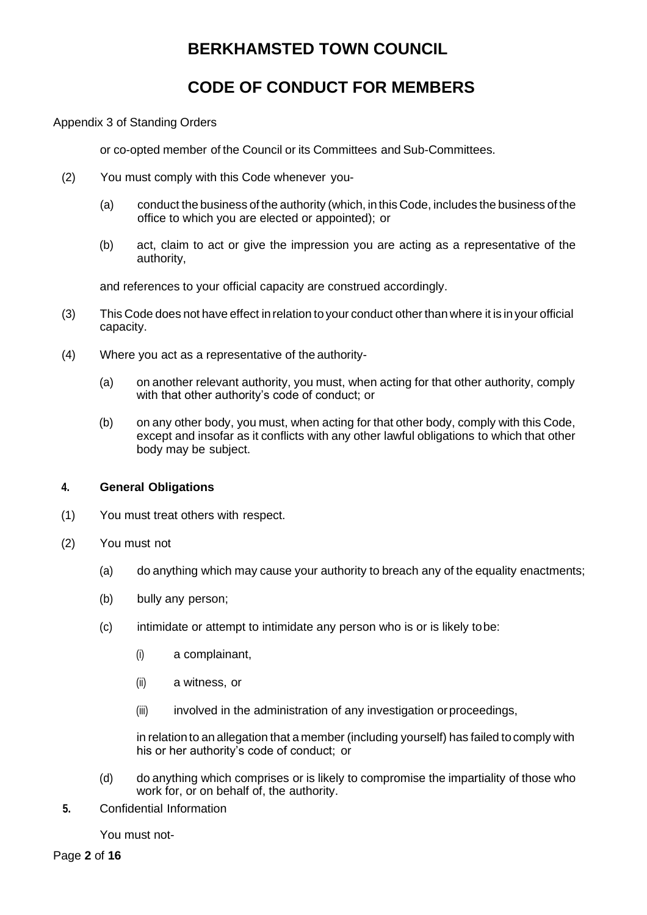# BERKHAMSTED TOWN COUNCIL

# CODE OF CONDUCT FOR MEMBERS

Appendix 3 of Standing Orders

or co-opted member of the Council or its Committees and Sub-Committees.

(2) You must comply with this Code whenever you-

(a) conduct the business of the authority (which, in this Code, includes the business of the office to which you are elected or appointed); or

(b) act, claim to act or give the impression you are acting as a representative of the authority,

and references to your official capacity are construed accordingly.

(3) This Code does not have effect in relation to your conduct other than where it is in your official capacity.

(4) Where you act as a representative of the authority-

(a) on another relevant authority, you must, when acting for that other authority, comply with that other authority's code of conduct; or

(b) on any other body, you must, when acting for that other body, comply with this Code, except and insofar as it conflicts with any other lawful obligations to which that other body may be subject.

## 4. General Obligations

(1) You must treat others with respect.

(2) You must not

(a) do anything which may cause your authority to breach any of the equality enactments;

(b) bully any person;

(c) intimidate or attempt to intimidate any person who is or is likely to be:

(i) a complainant,

(ii) a witness, or

(iii) involved in the administration of any investigation or proceedings,

in relation to an allegation that a member (including yourself) has failed to comply with his or her authority's code of conduct; or

(d) do anything which comprises or is likely to compromise the impartiality of those who work for, or on behalf of, the authority.

**5.** Confidential Information

You must not-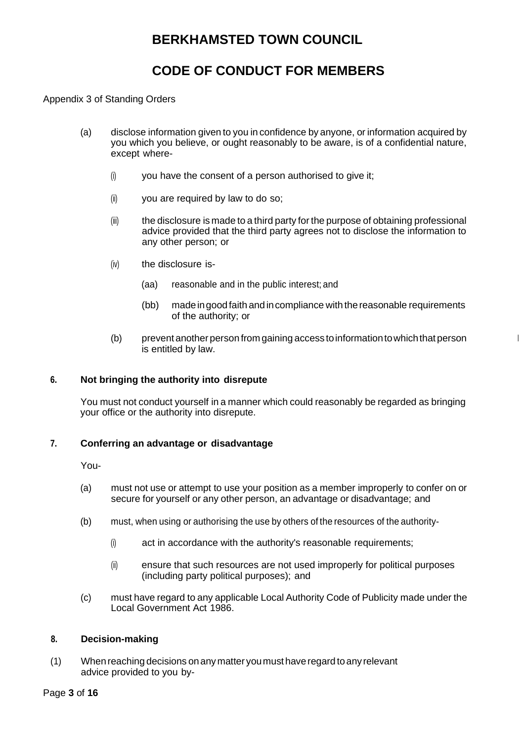# BERKHAMSTED TOWN COUNCIL

# CODE OF CONDUCT FOR MEMBERS

Appendix 3 of Standing Orders

(a) disclose information given to you in confidence by anyone, or information acquired by you which you believe, or ought reasonably to be aware, is of a confidential nature, except where-

  (i) you have the consent of a person authorised to give it;

  (ii) you are required by law to do so;

  (iii) the disclosure is made to a third party for the purpose of obtaining professional advice provided that the third party agrees not to disclose the information to any other person; or

  (iv) the disclosure is-

    (aa) reasonable and in the public interest; and

    (bb) made in good faith and in compliance with the reasonable requirements of the authority; or

(b) prevent another person from gaining access to information to which that person is entitled by law.

### 6. Not bringing the authority into disrepute

You must not conduct yourself in a manner which could reasonably be regarded as bringing your office or the authority into disrepute.

### 7. Conferring an advantage or disadvantage

You-

(a) must not use or attempt to use your position as a member improperly to confer on or secure for yourself or any other person, an advantage or disadvantage; and

(b) must, when using or authorising the use by others of the resources of the authority-

  (i) act in accordance with the authority's reasonable requirements;

  (ii) ensure that such resources are not used improperly for political purposes (including party political purposes); and

(c) must have regard to any applicable Local Authority Code of Publicity made under the Local Government Act 1986.

### 8. Decision-making

(1) When reaching decisions on any matter you must have regard to any relevant advice provided to you by-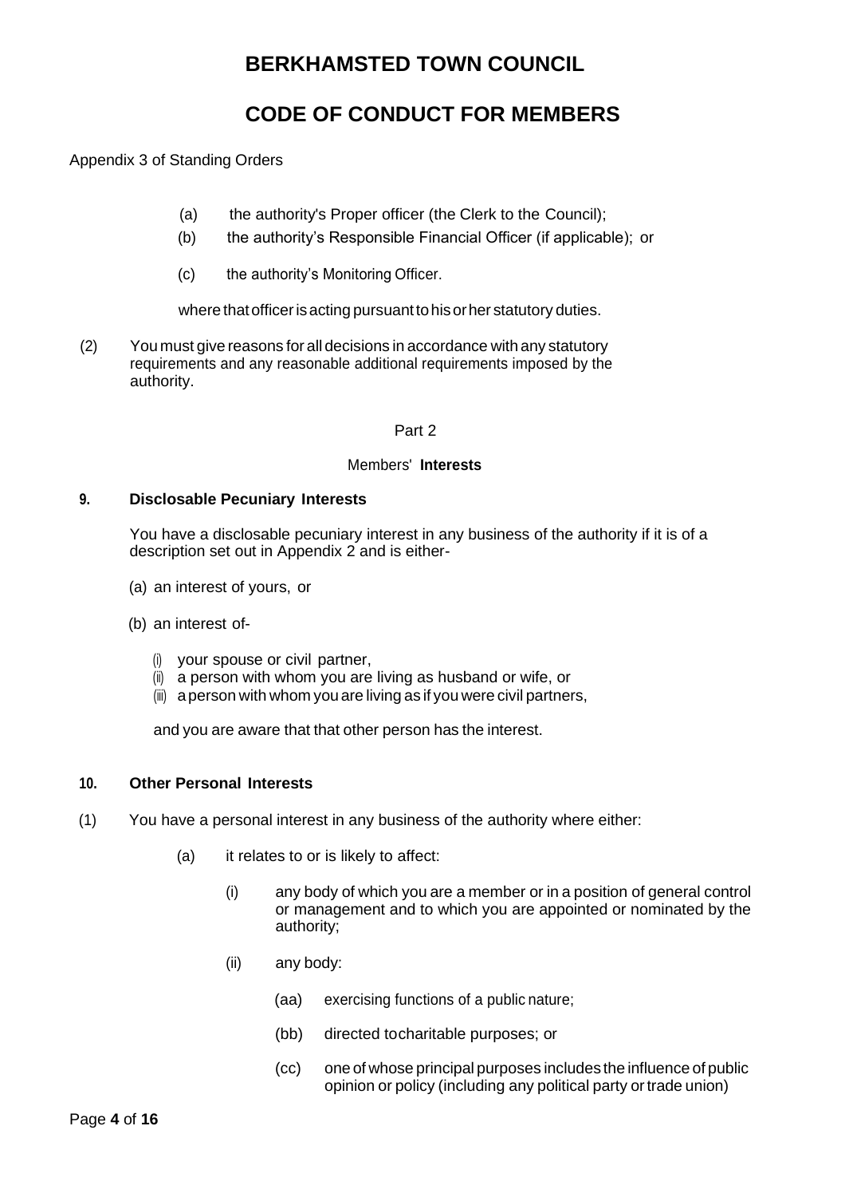# BERKHAMSTED TOWN COUNCIL

# CODE OF CONDUCT FOR MEMBERS

Appendix 3 of Standing Orders

(a) the authority's Proper officer (the Clerk to the Council);

(b) the authority's Responsible Financial Officer (if applicable); or

(c) the authority's Monitoring Officer.

where that officer is acting pursuant to his or her statutory duties.

(2) You must give reasons for all decisions in accordance with any statutory requirements and any reasonable additional requirements imposed by the authority.

Part 2

Members' **Interests**

**9. Disclosable Pecuniary Interests**

You have a disclosable pecuniary interest in any business of the authority if it is of a description set out in Appendix 2 and is either-

(a) an interest of yours, or

(b) an interest of-

(i) your spouse or civil partner,
(ii) a person with whom you are living as husband or wife, or
(iii) a person with whom you are living as if you were civil partners,

and you are aware that that other person has the interest.

**10. Other Personal Interests**

(1) You have a personal interest in any business of the authority where either:

(a) it relates to or is likely to affect:

(i) any body of which you are a member or in a position of general control or management and to which you are appointed or nominated by the authority;

(ii) any body:

(aa) exercising functions of a public nature;

(bb) directed tocharitable purposes; or

(cc) one of whose principal purposes includes the influence of public opinion or policy (including any political party or trade union)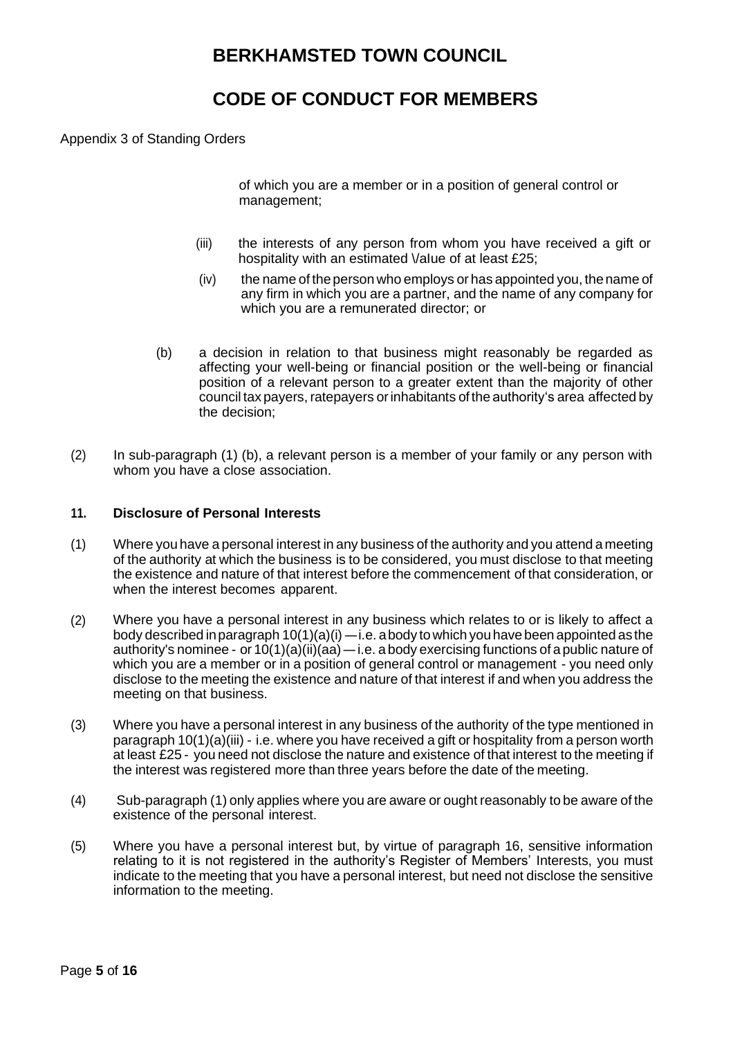of which you are a member or in a position of general control or management;

(iii) the interests of any person from whom you have received a gift or hospitality with an estimated \/alue of at least £25;

(iv) the name of the person who employs or has appointed you, the name of any firm in which you are a partner, and the name of any company for which you are a remunerated director; or

(b) a decision in relation to that business might reasonably be regarded as affecting your well-being or financial position or the well-being or financial position of a relevant person to a greater extent than the majority of other council tax payers, ratepayers or inhabitants of the authority's area affected by the decision;

(2) In sub-paragraph (1) (b), a relevant person is a member of your family or any person with whom you have a close association.

### 11. Disclosure of Personal Interests

(1) Where you have a personal interest in any business of the authority and you attend a meeting of the authority at which the business is to be considered, you must disclose to that meeting the existence and nature of that interest before the commencement of that consideration, or when the interest becomes apparent.

(2) Where you have a personal interest in any business which relates to or is likely to affect a body described in paragraph 10(1)(a)(i) — i.e. a body to which you have been appointed as the authority's nominee - or 10(1)(a)(ii)(aa) — i.e. a body exercising functions of a public nature of which you are a member or in a position of general control or management - you need only disclose to the meeting the existence and nature of that interest if and when you address the meeting on that business.

(3) Where you have a personal interest in any business of the authority of the type mentioned in paragraph 10(1)(a)(iii) - i.e. where you have received a gift or hospitality from a person worth at least £25 - you need not disclose the nature and existence of that interest to the meeting if the interest was registered more than three years before the date of the meeting.

(4) Sub-paragraph (1) only applies where you are aware or ought reasonably to be aware of the existence of the personal interest.

(5) Where you have a personal interest but, by virtue of paragraph 16, sensitive information relating to it is not registered in the authority's Register of Members' Interests, you must indicate to the meeting that you have a personal interest, but need not disclose the sensitive information to the meeting.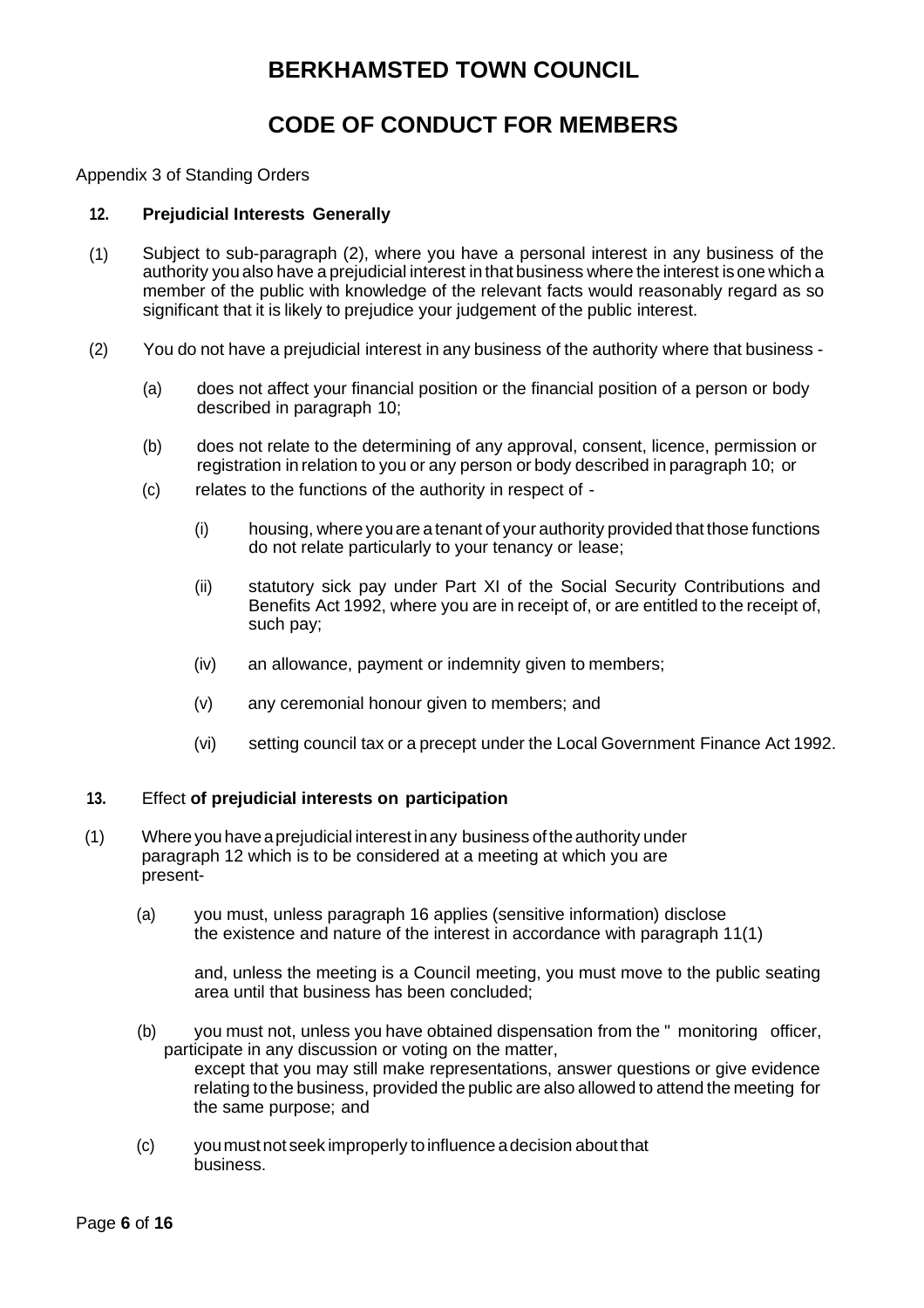# BERKHAMSTED TOWN COUNCIL

# CODE OF CONDUCT FOR MEMBERS

Appendix 3 of Standing Orders

### 12. Prejudicial Interests Generally

(1) Subject to sub-paragraph (2), where you have a personal interest in any business of the authority you also have a prejudicial interest in that business where the interest is one which a member of the public with knowledge of the relevant facts would reasonably regard as so significant that it is likely to prejudice your judgement of the public interest.

(2) You do not have a prejudicial interest in any business of the authority where that business -

- (a) does not affect your financial position or the financial position of a person or body described in paragraph 10;
- (b) does not relate to the determining of any approval, consent, licence, permission or registration in relation to you or any person or body described in paragraph 10; or
- (c) relates to the functions of the authority in respect of -
  - (i) housing, where you are a tenant of your authority provided that those functions do not relate particularly to your tenancy or lease;
  - (ii) statutory sick pay under Part XI of the Social Security Contributions and Benefits Act 1992, where you are in receipt of, or are entitled to the receipt of, such pay;
  - (iv) an allowance, payment or indemnity given to members;
  - (v) any ceremonial honour given to members; and
  - (vi) setting council tax or a precept under the Local Government Finance Act 1992.

### 13. Effect of prejudicial interests on participation

(1) Where you have a prejudicial interest in any business of the authority under paragraph 12 which is to be considered at a meeting at which you are present-

- (a) you must, unless paragraph 16 applies (sensitive information) disclose the existence and nature of the interest in accordance with paragraph 11(1)

  and, unless the meeting is a Council meeting, you must move to the public seating area until that business has been concluded;

- (b) you must not, unless you have obtained dispensation from the " monitoring officer, participate in any discussion or voting on the matter,

  except that you may still make representations, answer questions or give evidence relating to the business, provided the public are also allowed to attend the meeting for the same purpose; and

- (c) you must not seek improperly to influence a decision about that business.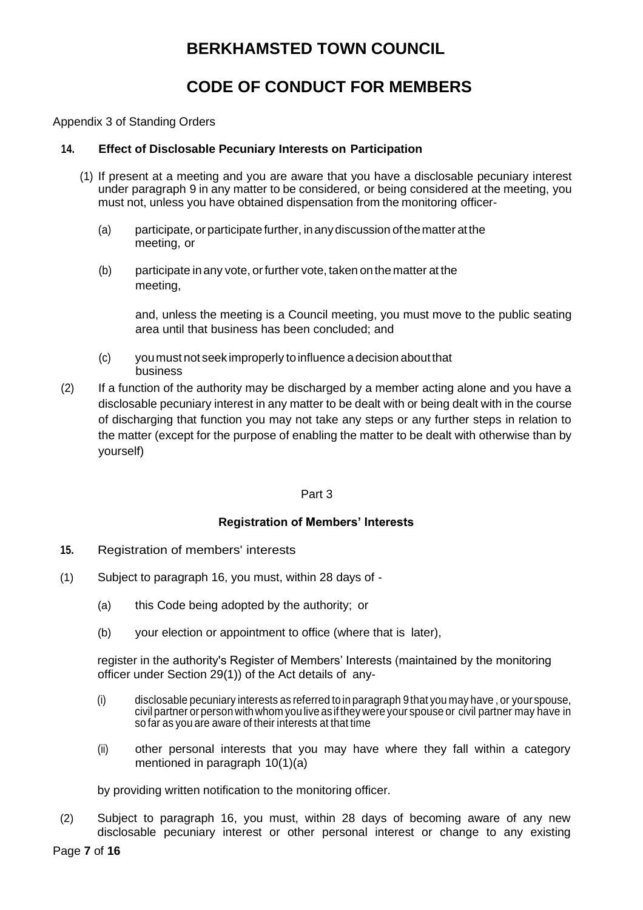# BERKHAMSTED TOWN COUNCIL

# CODE OF CONDUCT FOR MEMBERS

Appendix 3 of Standing Orders

### 14. Effect of Disclosable Pecuniary Interests on Participation

(1) If present at a meeting and you are aware that you have a disclosable pecuniary interest under paragraph 9 in any matter to be considered, or being considered at the meeting, you must not, unless you have obtained dispensation from the monitoring officer-

(a) participate, or participate further, in any discussion of the matter at the meeting, or

(b) participate in any vote, or further vote, taken on the matter at the meeting,

and, unless the meeting is a Council meeting, you must move to the public seating area until that business has been concluded; and

(c) you must not seek improperly to influence a decision about that business

(2) If a function of the authority may be discharged by a member acting alone and you have a disclosable pecuniary interest in any matter to be dealt with or being dealt with in the course of discharging that function you may not take any steps or any further steps in relation to the matter (except for the purpose of enabling the matter to be dealt with otherwise than by yourself)

Part 3

### Registration of Members' Interests

**15.** Registration of members' interests

(1) Subject to paragraph 16, you must, within 28 days of -

(a) this Code being adopted by the authority; or

(b) your election or appointment to office (where that is later),

register in the authority's Register of Members' Interests (maintained by the monitoring officer under Section 29(1)) of the Act details of any-

(i) disclosable pecuniary interests as referred to in paragraph 9 that you may have , or your spouse, civil partner or person with whom you live as if they were your spouse or civil partner may have in so far as you are aware of their interests at that time

(ii) other personal interests that you may have where they fall within a category mentioned in paragraph 10(1)(a)

by providing written notification to the monitoring officer.

(2) Subject to paragraph 16, you must, within 28 days of becoming aware of any new disclosable pecuniary interest or other personal interest or change to any existing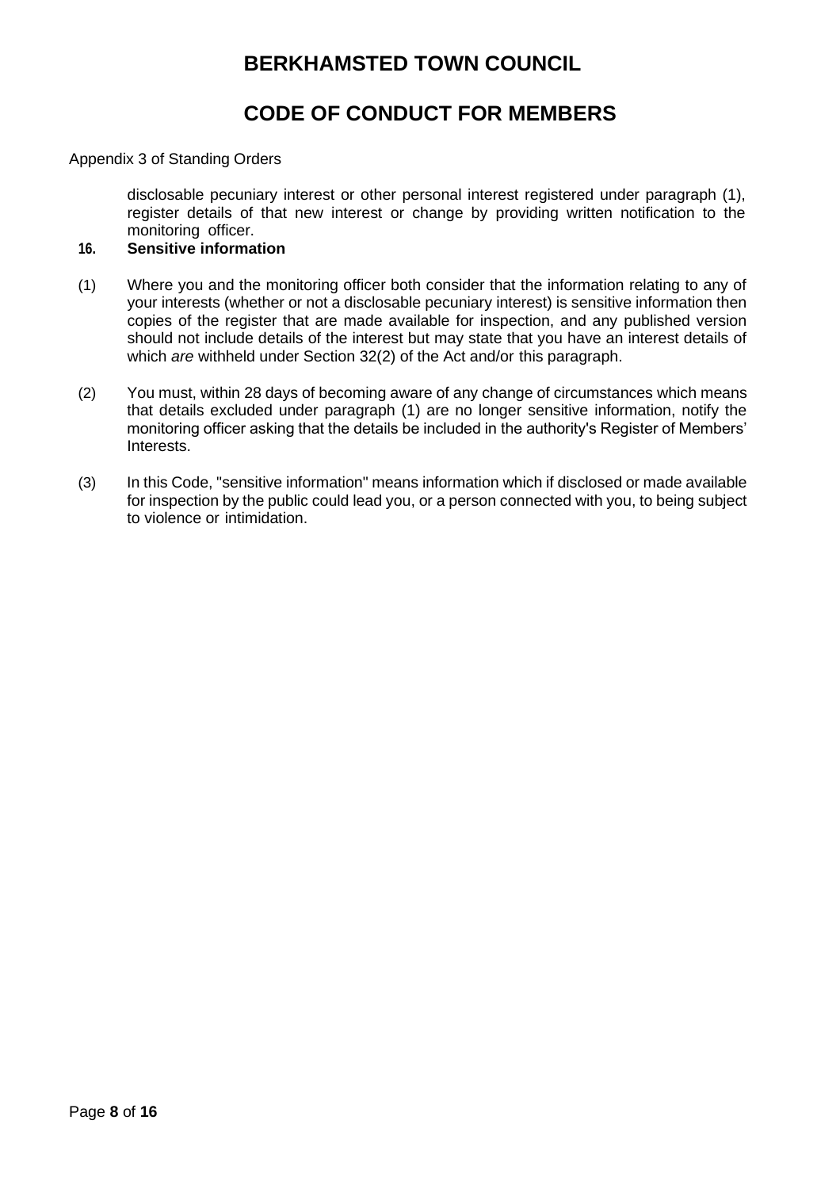disclosable pecuniary interest or other personal interest registered under paragraph (1), register details of that new interest or change by providing written notification to the monitoring officer.

**16. Sensitive information**

(1) Where you and the monitoring officer both consider that the information relating to any of your interests (whether or not a disclosable pecuniary interest) is sensitive information then copies of the register that are made available for inspection, and any published version should not include details of the interest but may state that you have an interest details of which *are* withheld under Section 32(2) of the Act and/or this paragraph.

(2) You must, within 28 days of becoming aware of any change of circumstances which means that details excluded under paragraph (1) are no longer sensitive information, notify the monitoring officer asking that the details be included in the authority's Register of Members' Interests.

(3) In this Code, "sensitive information" means information which if disclosed or made available for inspection by the public could lead you, or a person connected with you, to being subject to violence or intimidation.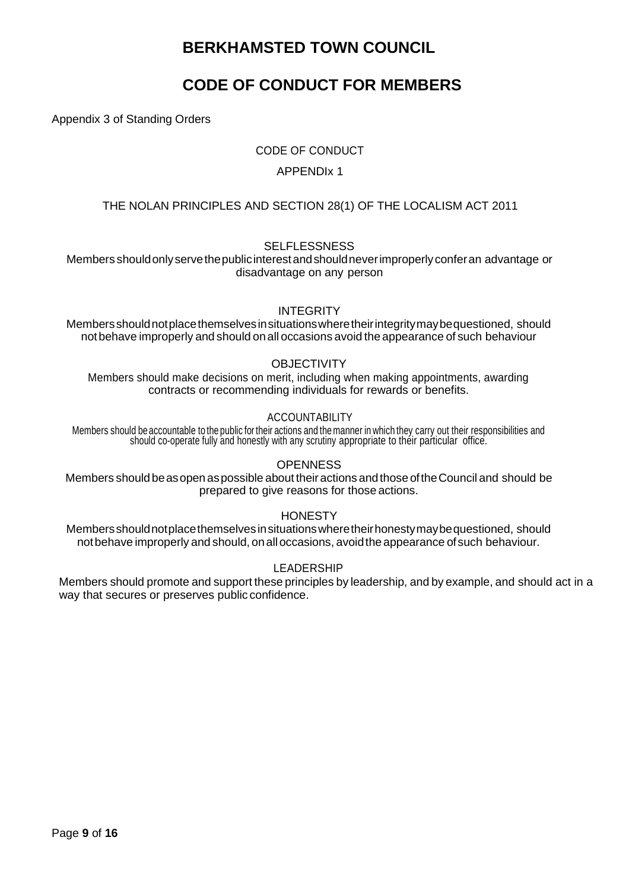# BERKHAMSTED TOWN COUNCIL

# CODE OF CONDUCT FOR MEMBERS

Appendix 3 of Standing Orders

CODE OF CONDUCT

APPENDIx 1

THE NOLAN PRINCIPLES AND SECTION 28(1) OF THE LOCALISM ACT 2011

### SELFLESSNESS

Members should only serve the public interest and should never improperly confer an advantage or disadvantage on any person

### INTEGRITY

Members should not place themselves in situations where their integrity may be questioned, should not behave improperly and should on all occasions avoid the appearance of such behaviour

### OBJECTIVITY

Members should make decisions on merit, including when making appointments, awarding contracts or recommending individuals for rewards or benefits.

### ACCOUNTABILITY

Members should be accountable to the public for their actions and the manner in which they carry out their responsibilities and should co-operate fully and honestly with any scrutiny appropriate to their particular office.

### OPENNESS

Members should be as open as possible about their actions and those of the Council and should be prepared to give reasons for those actions.

### HONESTY

Members should not place themselves in situations where their honesty may be questioned, should not behave improperly and should, on all occasions, avoid the appearance of such behaviour.

### LEADERSHIP

Members should promote and support these principles by leadership, and by example, and should act in a way that secures or preserves public confidence.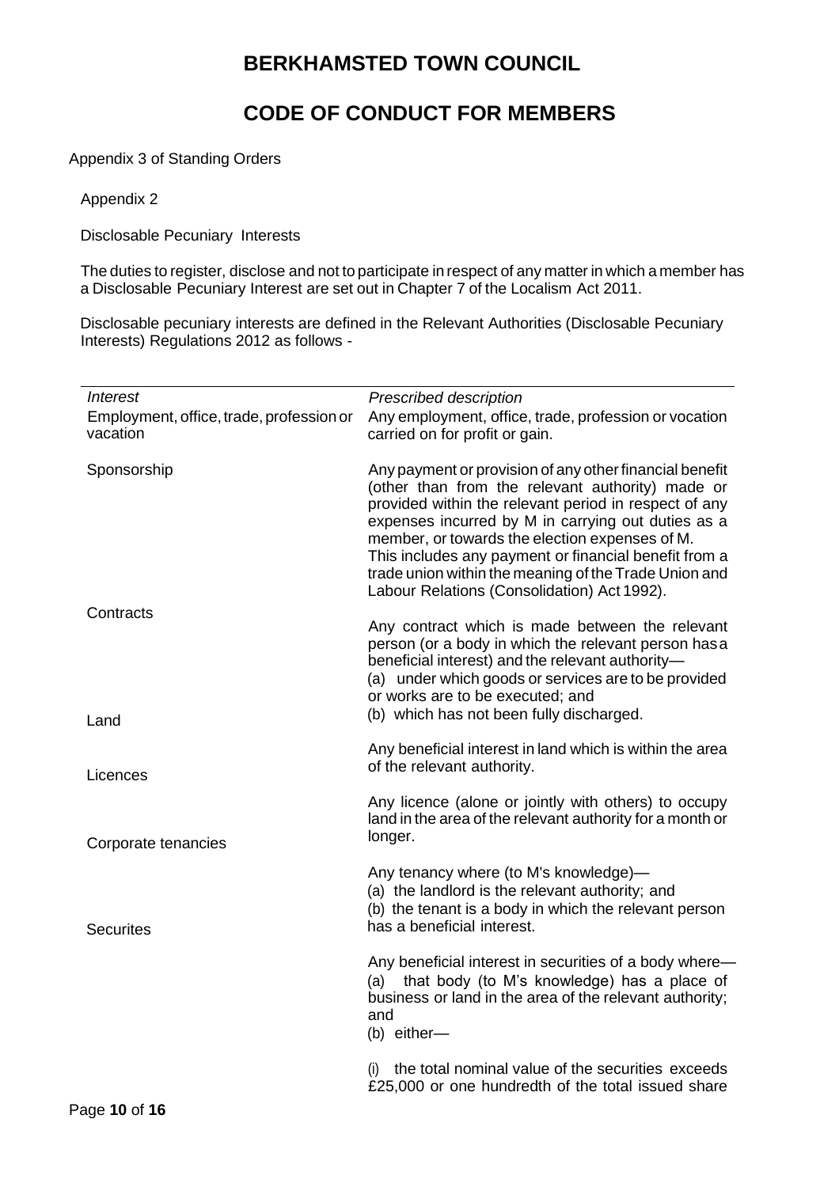# BERKHAMSTED TOWN COUNCIL

# CODE OF CONDUCT FOR MEMBERS

Appendix 3 of Standing Orders

Appendix 2

Disclosable Pecuniary Interests

The duties to register, disclose and not to participate in respect of any matter in which a member has a Disclosable Pecuniary Interest are set out in Chapter 7 of the Localism Act 2011.

Disclosable pecuniary interests are defined in the Relevant Authorities (Disclosable Pecuniary Interests) Regulations 2012 as follows -

| *Interest* | *Prescribed description* |
|---|---|
| Employment, office, trade, profession or vacation | Any employment, office, trade, profession or vocation carried on for profit or gain. |
| Sponsorship | Any payment or provision of any other financial benefit (other than from the relevant authority) made or provided within the relevant period in respect of any expenses incurred by M in carrying out duties as a member, or towards the election expenses of M. This includes any payment or financial benefit from a trade union within the meaning of the Trade Union and Labour Relations (Consolidation) Act 1992). |
| Contracts | Any contract which is made between the relevant person (or a body in which the relevant person has a beneficial interest) and the relevant authority— (a) under which goods or services are to be provided or works are to be executed; and (b) which has not been fully discharged. |
| Land | Any beneficial interest in land which is within the area of the relevant authority. |
| Licences | Any licence (alone or jointly with others) to occupy land in the area of the relevant authority for a month or longer. |
| Corporate tenancies | Any tenancy where (to M's knowledge)— (a) the landlord is the relevant authority; and (b) the tenant is a body in which the relevant person has a beneficial interest. |
| Securites | Any beneficial interest in securities of a body where— (a) that body (to M's knowledge) has a place of business or land in the area of the relevant authority; and (b) either— (i) the total nominal value of the securities exceeds £25,000 or one hundredth of the total issued share |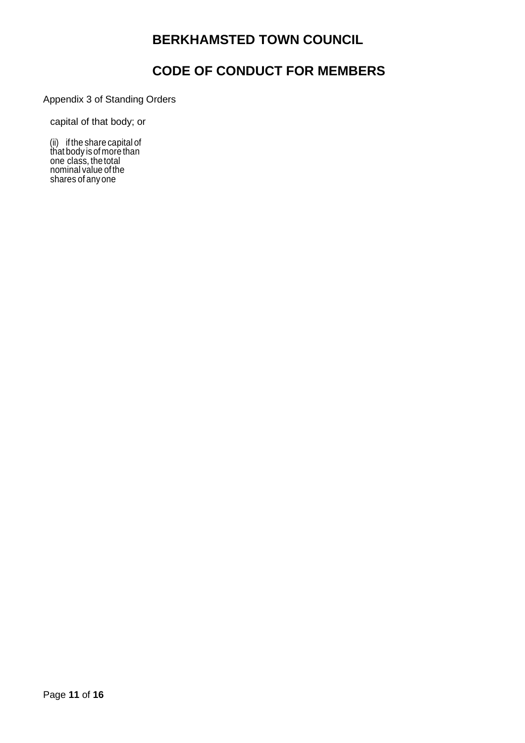capital of that body; or

(ii) if the share capital of that body is of more than one class, the total nominal value of the shares of any one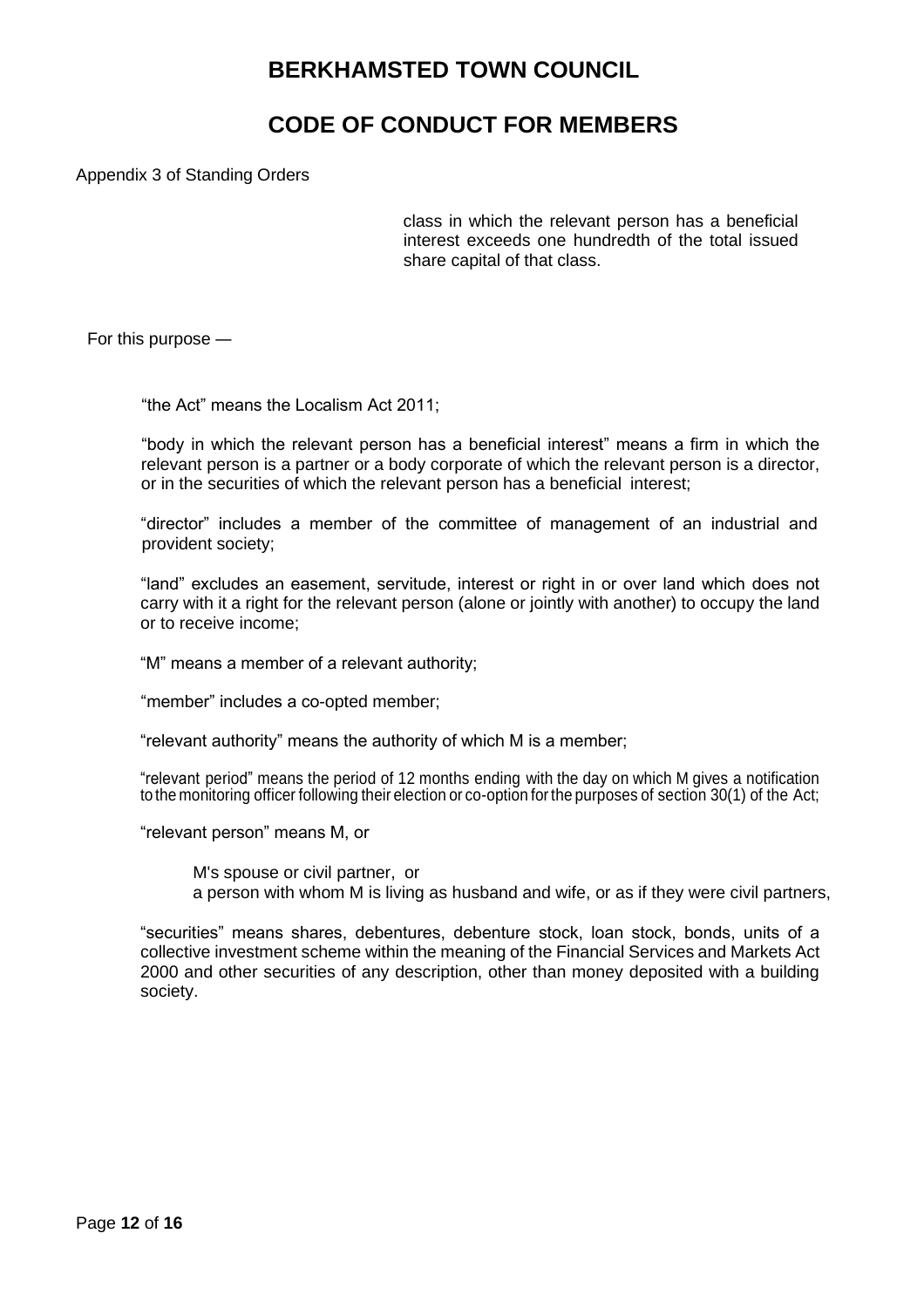# BERKHAMSTED TOWN COUNCIL

# CODE OF CONDUCT FOR MEMBERS

Appendix 3 of Standing Orders

class in which the relevant person has a beneficial interest exceeds one hundredth of the total issued share capital of that class.

For this purpose —

"the Act" means the Localism Act 2011;

"body in which the relevant person has a beneficial interest" means a firm in which the relevant person is a partner or a body corporate of which the relevant person is a director, or in the securities of which the relevant person has a beneficial interest;

"director" includes a member of the committee of management of an industrial and provident society;

"land" excludes an easement, servitude, interest or right in or over land which does not carry with it a right for the relevant person (alone or jointly with another) to occupy the land or to receive income;

"M" means a member of a relevant authority;

"member" includes a co-opted member;

"relevant authority" means the authority of which M is a member;

"relevant period" means the period of 12 months ending with the day on which M gives a notification to the monitoring officer following their election or co-option for the purposes of section 30(1) of the Act;

"relevant person" means M, or

M's spouse or civil partner, or
a person with whom M is living as husband and wife, or as if they were civil partners,

"securities" means shares, debentures, debenture stock, loan stock, bonds, units of a collective investment scheme within the meaning of the Financial Services and Markets Act 2000 and other securities of any description, other than money deposited with a building society.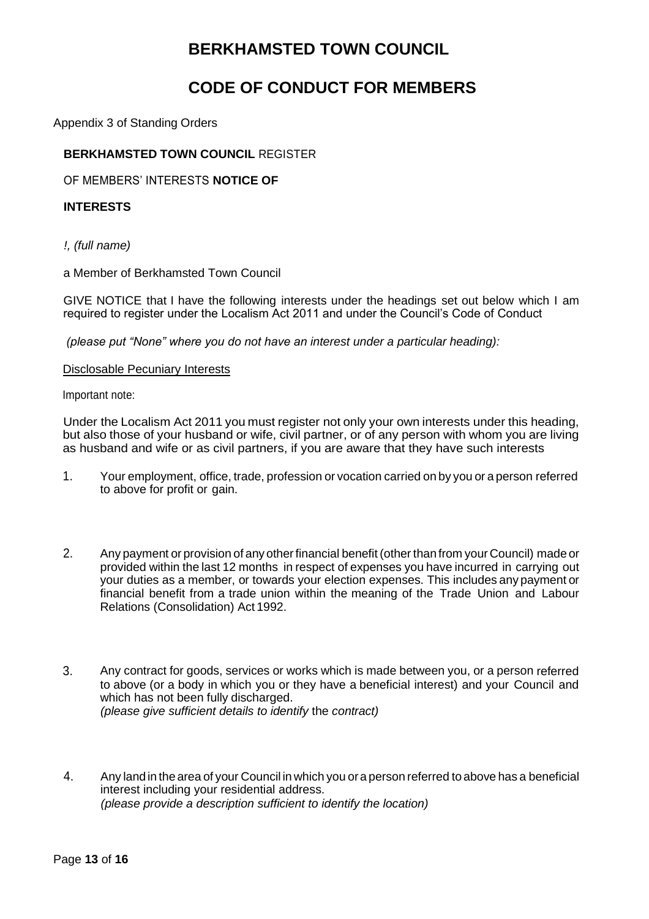# BERKHAMSTED TOWN COUNCIL

# CODE OF CONDUCT FOR MEMBERS

Appendix 3 of Standing Orders

**BERKHAMSTED TOWN COUNCIL** REGISTER

OF MEMBERS' INTERESTS **NOTICE OF**

**INTERESTS**

*!, (full name)*

a Member of Berkhamsted Town Council

GIVE NOTICE that I have the following interests under the headings set out below which I am required to register under the Localism Act 2011 and under the Council's Code of Conduct

*(please put "None" where you do not have an interest under a particular heading):*

<u>Disclosable Pecuniary Interests</u>

Important note:

Under the Localism Act 2011 you must register not only your own interests under this heading, but also those of your husband or wife, civil partner, or of any person with whom you are living as husband and wife or as civil partners, if you are aware that they have such interests

1. Your employment, office, trade, profession or vocation carried on by you or a person referred to above for profit or gain.

2. Any payment or provision of any other financial benefit (other than from your Council) made or provided within the last 12 months in respect of expenses you have incurred in carrying out your duties as a member, or towards your election expenses. This includes any payment or financial benefit from a trade union within the meaning of the Trade Union and Labour Relations (Consolidation) Act 1992.

3. Any contract for goods, services or works which is made between you, or a person referred to above (or a body in which you or they have a beneficial interest) and your Council and which has not been fully discharged.
   *(please give sufficient details to identify* the *contract)*

4. Any land in the area of your Council in which you or a person referred to above has a beneficial interest including your residential address.
   *(please provide a description sufficient to identify the location)*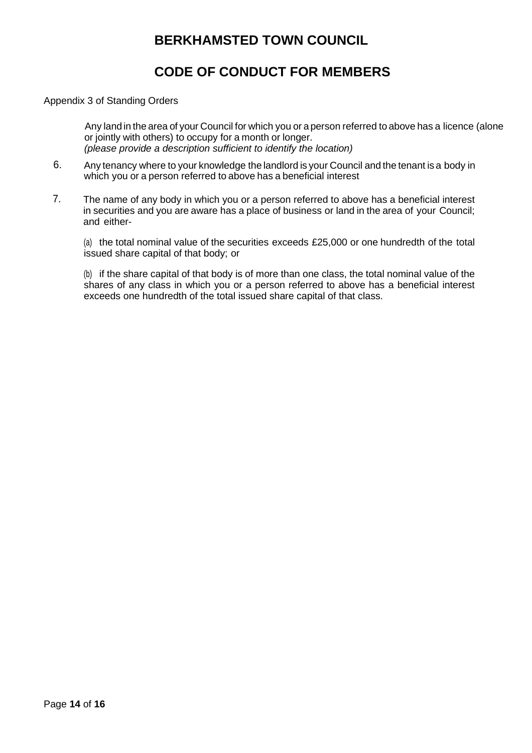# BERKHAMSTED TOWN COUNCIL

# CODE OF CONDUCT FOR MEMBERS

Appendix 3 of Standing Orders

Any land in the area of your Council for which you or a person referred to above has a licence (alone or jointly with others) to occupy for a month or longer.
*(please provide a description sufficient to identify the location)*

6. Any tenancy where to your knowledge the landlord is your Council and the tenant is a body in which you or a person referred to above has a beneficial interest

7. The name of any body in which you or a person referred to above has a beneficial interest in securities and you are aware has a place of business or land in the area of your Council; and either-

   (a) the total nominal value of the securities exceeds £25,000 or one hundredth of the total issued share capital of that body; or

   (b) if the share capital of that body is of more than one class, the total nominal value of the shares of any class in which you or a person referred to above has a beneficial interest exceeds one hundredth of the total issued share capital of that class.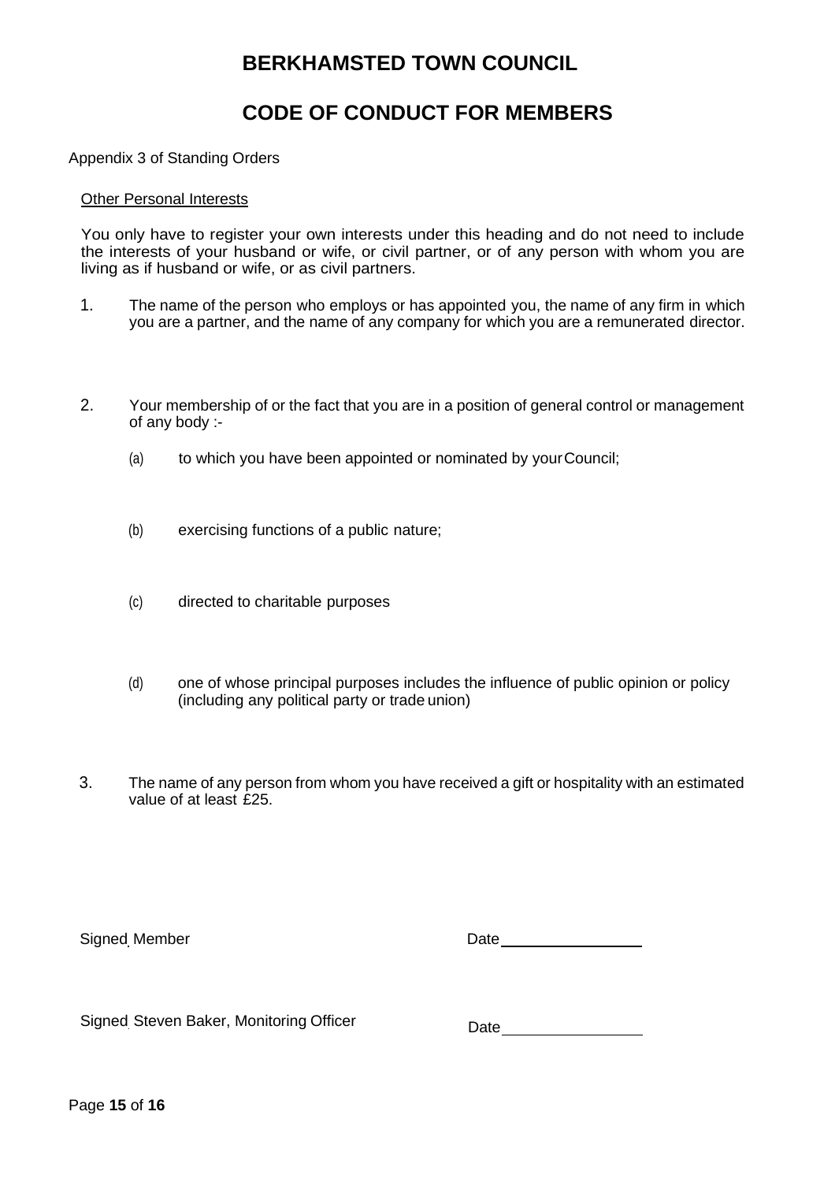# BERKHAMSTED TOWN COUNCIL

# CODE OF CONDUCT FOR MEMBERS

Appendix 3 of Standing Orders

<u>Other Personal Interests</u>

You only have to register your own interests under this heading and do not need to include the interests of your husband or wife, or civil partner, or of any person with whom you are living as if husband or wife, or as civil partners.

1. The name of the person who employs or has appointed you, the name of any firm in which you are a partner, and the name of any company for which you are a remunerated director.

2. Your membership of or the fact that you are in a position of general control or management of any body :-

   (a) to which you have been appointed or nominated by your Council;

   (b) exercising functions of a public nature;

   (c) directed to charitable purposes

   (d) one of whose principal purposes includes the influence of public opinion or policy (including any political party or trade union)

3. The name of any person from whom you have received a gift or hospitality with an estimated value of at least £25.

Signed Member Date ________________

Signed Steven Baker, Monitoring Officer Date ________________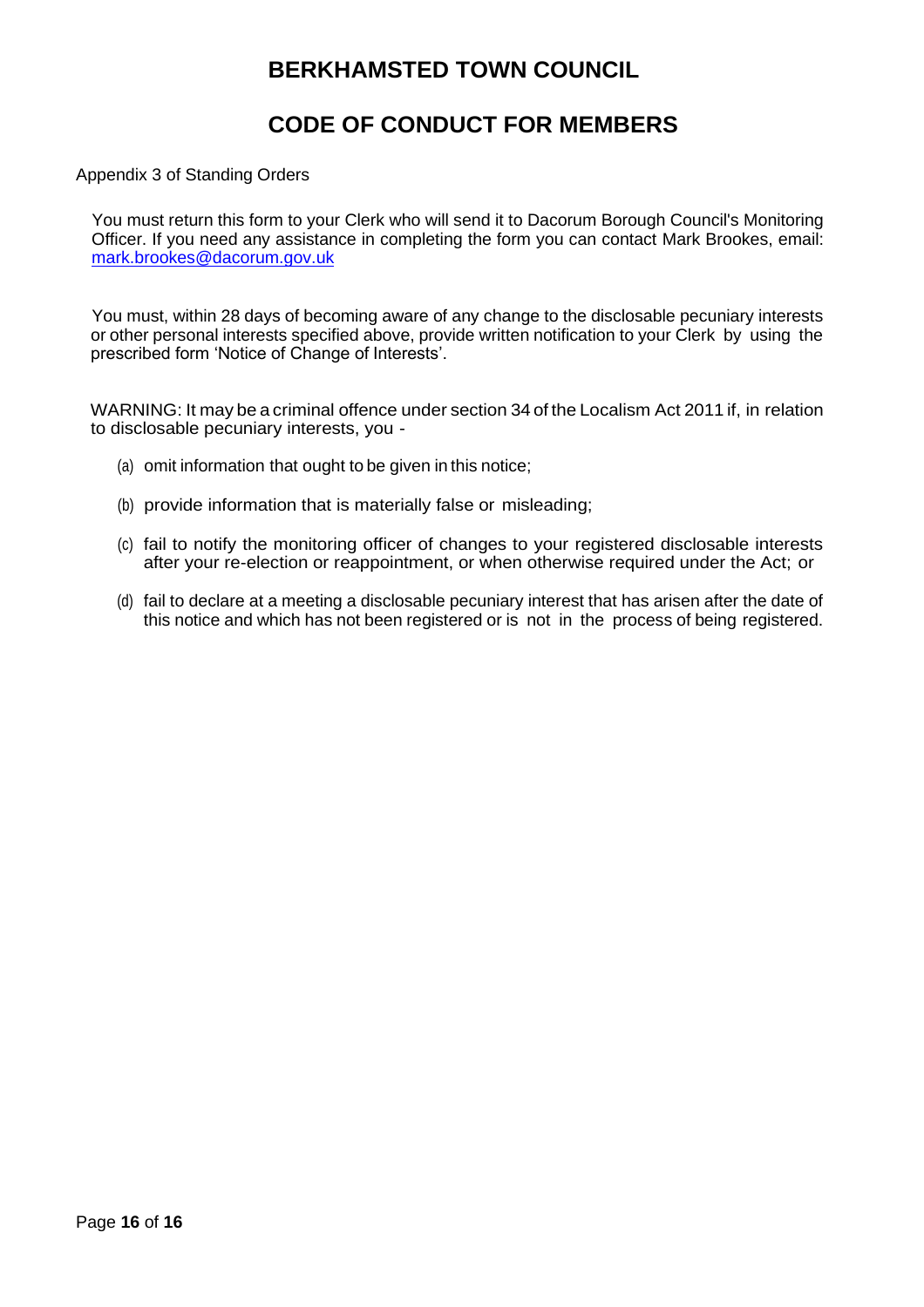# BERKHAMSTED TOWN COUNCIL

# CODE OF CONDUCT FOR MEMBERS

Appendix 3 of Standing Orders

You must return this form to your Clerk who will send it to Dacorum Borough Council's Monitoring Officer. If you need any assistance in completing the form you can contact Mark Brookes, email: mark.brookes@dacorum.gov.uk

You must, within 28 days of becoming aware of any change to the disclosable pecuniary interests or other personal interests specified above, provide written notification to your Clerk by using the prescribed form 'Notice of Change of Interests'.

WARNING: It may be a criminal offence under section 34 of the Localism Act 2011 if, in relation to disclosable pecuniary interests, you -

(a) omit information that ought to be given in this notice;

(b) provide information that is materially false or misleading;

(c) fail to notify the monitoring officer of changes to your registered disclosable interests after your re-election or reappointment, or when otherwise required under the Act; or

(d) fail to declare at a meeting a disclosable pecuniary interest that has arisen after the date of this notice and which has not been registered or is not in the process of being registered.